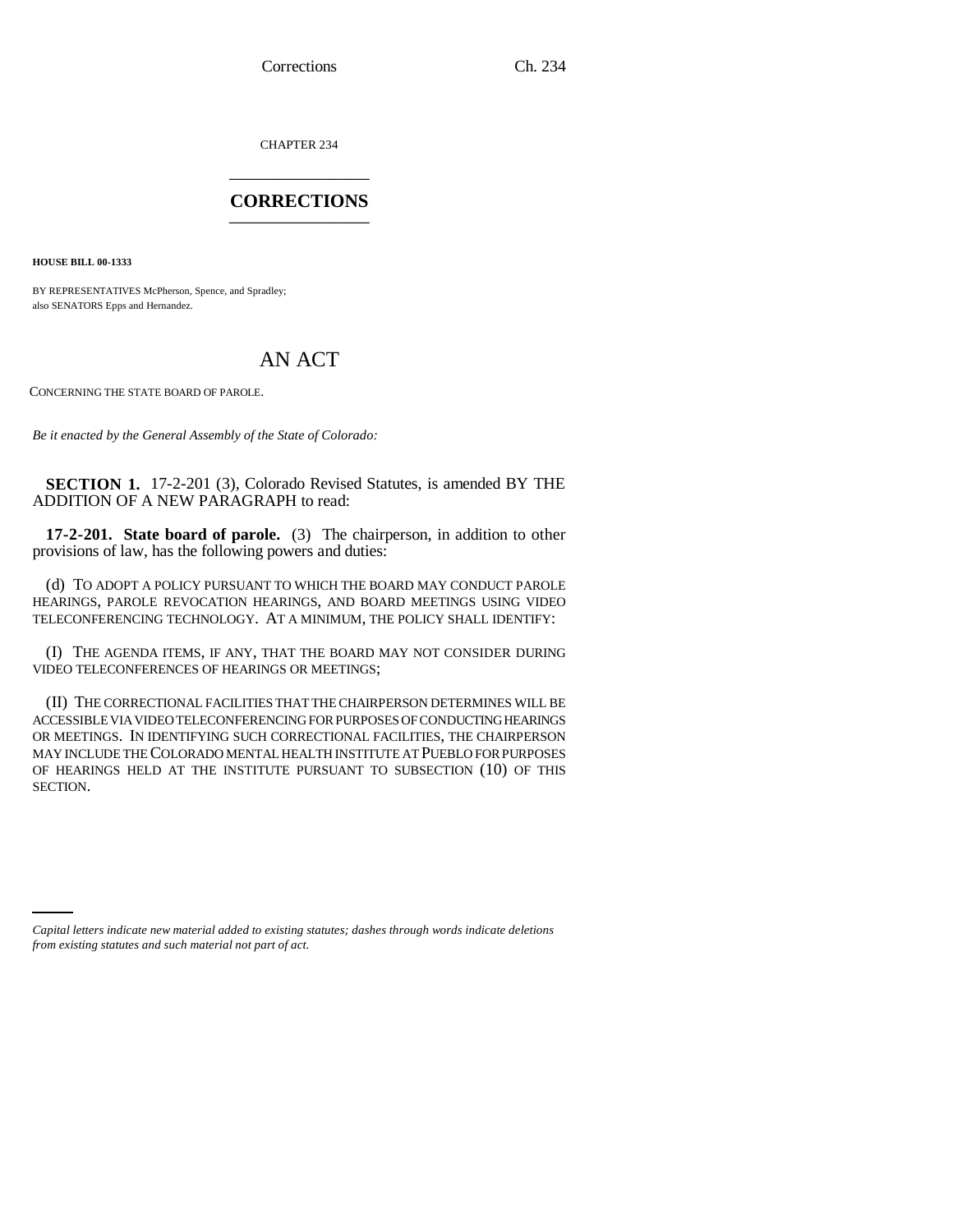CHAPTER 234

# CORRECTIONS

**HOUSE BILL 00-1333**

BY REPRESENTATIVES McPherson, Spence, and Spradley;
also SENATORS Epps and Hernandez.

## AN ACT

CONCERNING THE STATE BOARD OF PAROLE.

*Be it enacted by the General Assembly of the State of Colorado:*

**SECTION 1.** 17-2-201 (3), Colorado Revised Statutes, is amended BY THE ADDITION OF A NEW PARAGRAPH to read:

**17-2-201. State board of parole.** (3) The chairperson, in addition to other provisions of law, has the following powers and duties:

(d) TO ADOPT A POLICY PURSUANT TO WHICH THE BOARD MAY CONDUCT PAROLE HEARINGS, PAROLE REVOCATION HEARINGS, AND BOARD MEETINGS USING VIDEO TELECONFERENCING TECHNOLOGY. AT A MINIMUM, THE POLICY SHALL IDENTIFY:

(I) THE AGENDA ITEMS, IF ANY, THAT THE BOARD MAY NOT CONSIDER DURING VIDEO TELECONFERENCES OF HEARINGS OR MEETINGS;

(II) THE CORRECTIONAL FACILITIES THAT THE CHAIRPERSON DETERMINES WILL BE ACCESSIBLE VIA VIDEO TELECONFERENCING FOR PURPOSES OF CONDUCTING HEARINGS OR MEETINGS. IN IDENTIFYING SUCH CORRECTIONAL FACILITIES, THE CHAIRPERSON MAY INCLUDE THE COLORADO MENTAL HEALTH INSTITUTE AT PUEBLO FOR PURPOSES OF HEARINGS HELD AT THE INSTITUTE PURSUANT TO SUBSECTION (10) OF THIS SECTION.

*Capital letters indicate new material added to existing statutes; dashes through words indicate deletions from existing statutes and such material not part of act.*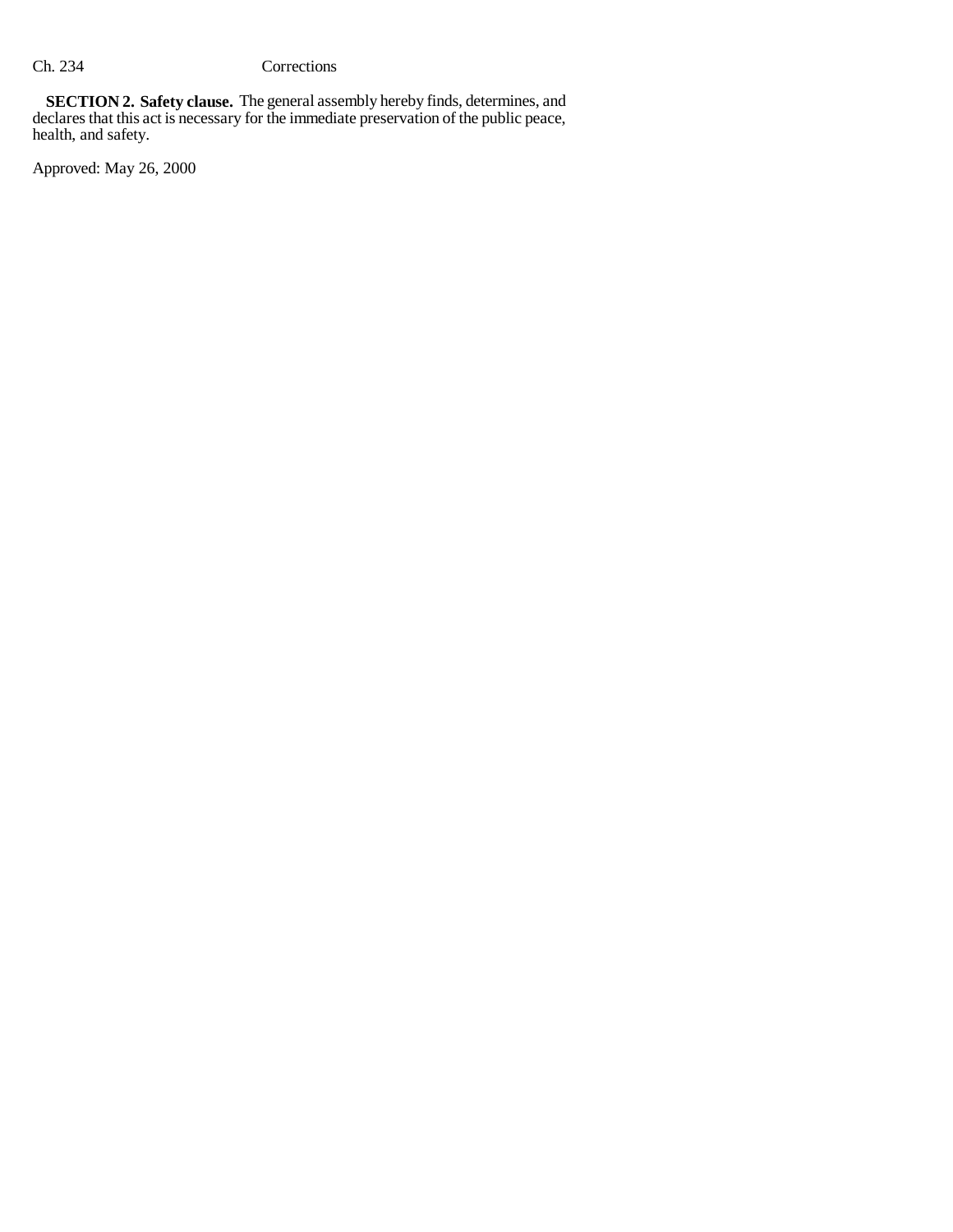**SECTION 2. Safety clause.** The general assembly hereby finds, determines, and declares that this act is necessary for the immediate preservation of the public peace, health, and safety.

Approved: May 26, 2000